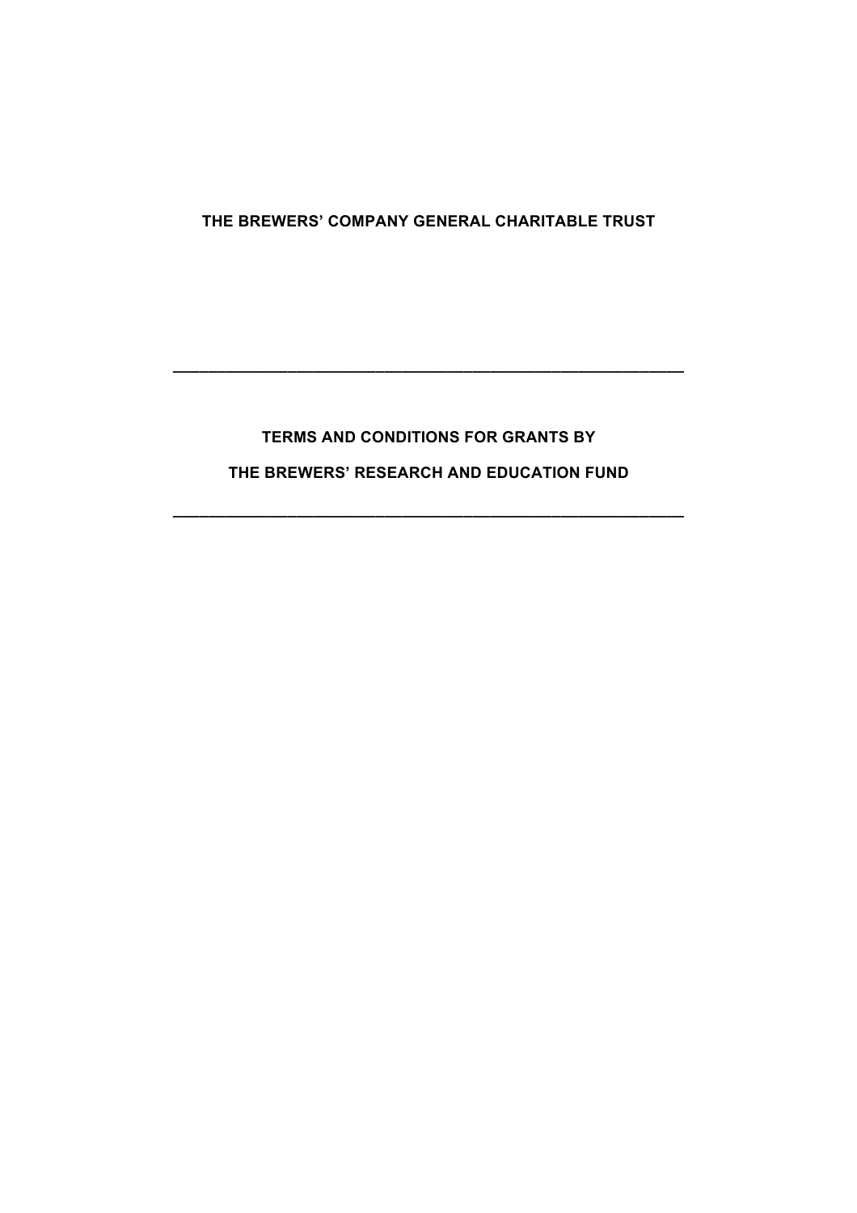**THE BREWERS' COMPANY GENERAL CHARITABLE TRUST**

---

**TERMS AND CONDITIONS FOR GRANTS BY**

**THE BREWERS' RESEARCH AND EDUCATION FUND**

---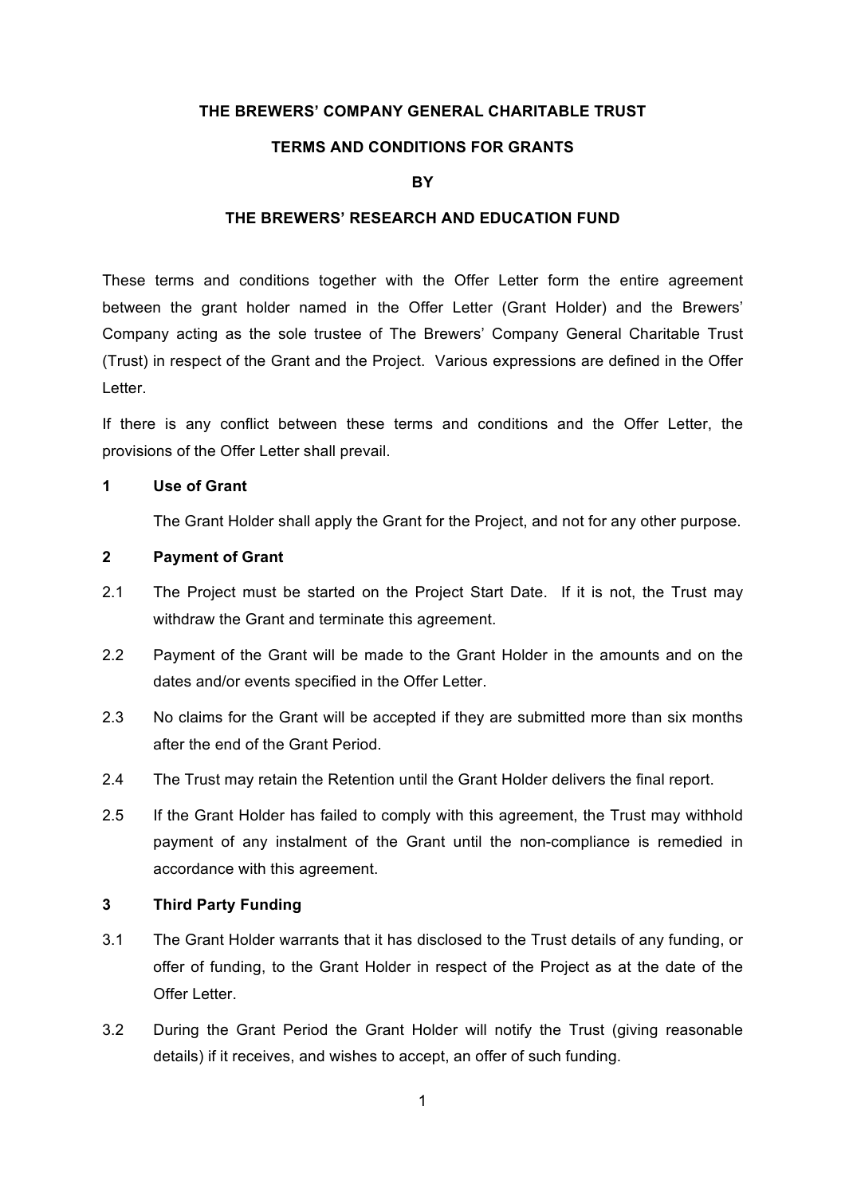**THE BREWERS' COMPANY GENERAL CHARITABLE TRUST**

**TERMS AND CONDITIONS FOR GRANTS**

**BY**

**THE BREWERS' RESEARCH AND EDUCATION FUND**

These terms and conditions together with the Offer Letter form the entire agreement between the grant holder named in the Offer Letter (Grant Holder) and the Brewers' Company acting as the sole trustee of The Brewers' Company General Charitable Trust (Trust) in respect of the Grant and the Project. Various expressions are defined in the Offer Letter.

If there is any conflict between these terms and conditions and the Offer Letter, the provisions of the Offer Letter shall prevail.

**1 Use of Grant**

The Grant Holder shall apply the Grant for the Project, and not for any other purpose.

**2 Payment of Grant**

2.1 The Project must be started on the Project Start Date. If it is not, the Trust may withdraw the Grant and terminate this agreement.

2.2 Payment of the Grant will be made to the Grant Holder in the amounts and on the dates and/or events specified in the Offer Letter.

2.3 No claims for the Grant will be accepted if they are submitted more than six months after the end of the Grant Period.

2.4 The Trust may retain the Retention until the Grant Holder delivers the final report.

2.5 If the Grant Holder has failed to comply with this agreement, the Trust may withhold payment of any instalment of the Grant until the non-compliance is remedied in accordance with this agreement.

**3 Third Party Funding**

3.1 The Grant Holder warrants that it has disclosed to the Trust details of any funding, or offer of funding, to the Grant Holder in respect of the Project as at the date of the Offer Letter.

3.2 During the Grant Period the Grant Holder will notify the Trust (giving reasonable details) if it receives, and wishes to accept, an offer of such funding.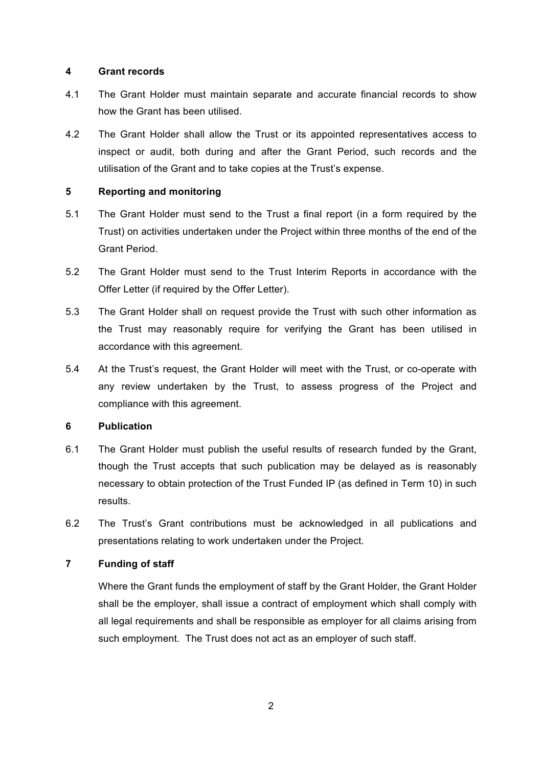## 4 Grant records

4.1 The Grant Holder must maintain separate and accurate financial records to show how the Grant has been utilised.

4.2 The Grant Holder shall allow the Trust or its appointed representatives access to inspect or audit, both during and after the Grant Period, such records and the utilisation of the Grant and to take copies at the Trust's expense.

## 5 Reporting and monitoring

5.1 The Grant Holder must send to the Trust a final report (in a form required by the Trust) on activities undertaken under the Project within three months of the end of the Grant Period.

5.2 The Grant Holder must send to the Trust Interim Reports in accordance with the Offer Letter (if required by the Offer Letter).

5.3 The Grant Holder shall on request provide the Trust with such other information as the Trust may reasonably require for verifying the Grant has been utilised in accordance with this agreement.

5.4 At the Trust's request, the Grant Holder will meet with the Trust, or co-operate with any review undertaken by the Trust, to assess progress of the Project and compliance with this agreement.

## 6 Publication

6.1 The Grant Holder must publish the useful results of research funded by the Grant, though the Trust accepts that such publication may be delayed as is reasonably necessary to obtain protection of the Trust Funded IP (as defined in Term 10) in such results.

6.2 The Trust's Grant contributions must be acknowledged in all publications and presentations relating to work undertaken under the Project.

## 7 Funding of staff

Where the Grant funds the employment of staff by the Grant Holder, the Grant Holder shall be the employer, shall issue a contract of employment which shall comply with all legal requirements and shall be responsible as employer for all claims arising from such employment. The Trust does not act as an employer of such staff.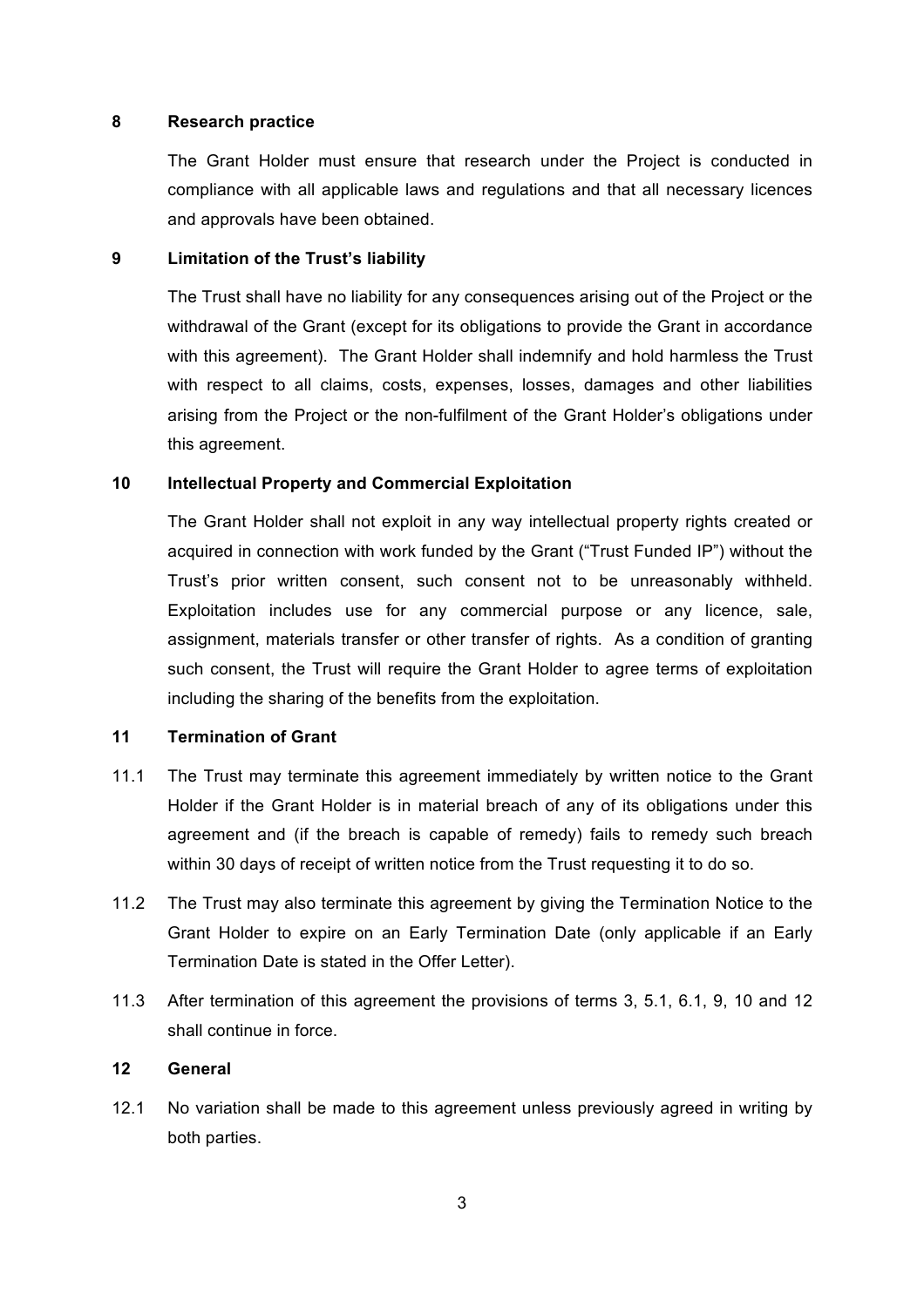## 8 Research practice

The Grant Holder must ensure that research under the Project is conducted in compliance with all applicable laws and regulations and that all necessary licences and approvals have been obtained.

## 9 Limitation of the Trust's liability

The Trust shall have no liability for any consequences arising out of the Project or the withdrawal of the Grant (except for its obligations to provide the Grant in accordance with this agreement). The Grant Holder shall indemnify and hold harmless the Trust with respect to all claims, costs, expenses, losses, damages and other liabilities arising from the Project or the non-fulfilment of the Grant Holder's obligations under this agreement.

## 10 Intellectual Property and Commercial Exploitation

The Grant Holder shall not exploit in any way intellectual property rights created or acquired in connection with work funded by the Grant ("Trust Funded IP") without the Trust's prior written consent, such consent not to be unreasonably withheld. Exploitation includes use for any commercial purpose or any licence, sale, assignment, materials transfer or other transfer of rights. As a condition of granting such consent, the Trust will require the Grant Holder to agree terms of exploitation including the sharing of the benefits from the exploitation.

## 11 Termination of Grant

11.1 The Trust may terminate this agreement immediately by written notice to the Grant Holder if the Grant Holder is in material breach of any of its obligations under this agreement and (if the breach is capable of remedy) fails to remedy such breach within 30 days of receipt of written notice from the Trust requesting it to do so.

11.2 The Trust may also terminate this agreement by giving the Termination Notice to the Grant Holder to expire on an Early Termination Date (only applicable if an Early Termination Date is stated in the Offer Letter).

11.3 After termination of this agreement the provisions of terms 3, 5.1, 6.1, 9, 10 and 12 shall continue in force.

## 12 General

12.1 No variation shall be made to this agreement unless previously agreed in writing by both parties.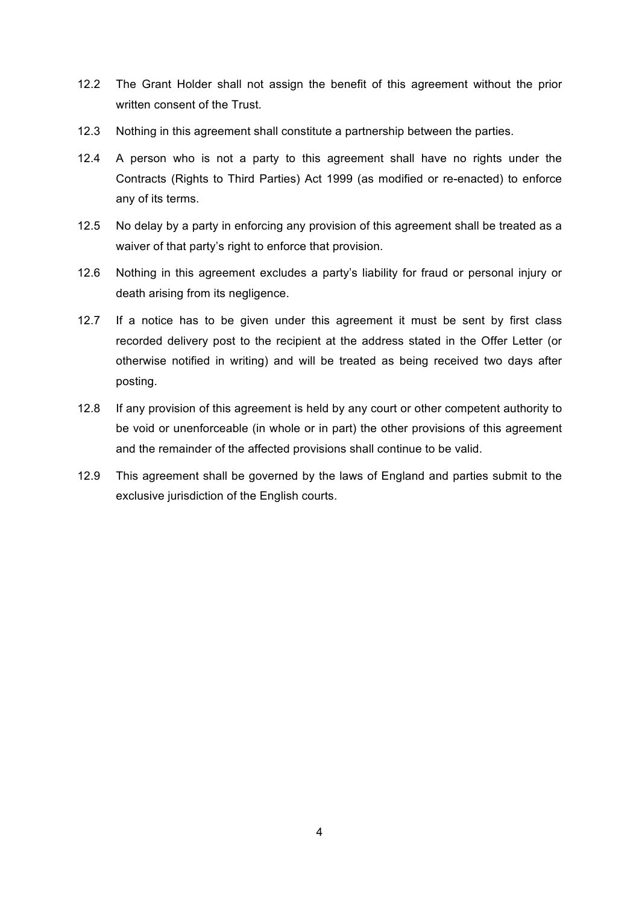12.2 The Grant Holder shall not assign the benefit of this agreement without the prior written consent of the Trust.

12.3 Nothing in this agreement shall constitute a partnership between the parties.

12.4 A person who is not a party to this agreement shall have no rights under the Contracts (Rights to Third Parties) Act 1999 (as modified or re-enacted) to enforce any of its terms.

12.5 No delay by a party in enforcing any provision of this agreement shall be treated as a waiver of that party's right to enforce that provision.

12.6 Nothing in this agreement excludes a party's liability for fraud or personal injury or death arising from its negligence.

12.7 If a notice has to be given under this agreement it must be sent by first class recorded delivery post to the recipient at the address stated in the Offer Letter (or otherwise notified in writing) and will be treated as being received two days after posting.

12.8 If any provision of this agreement is held by any court or other competent authority to be void or unenforceable (in whole or in part) the other provisions of this agreement and the remainder of the affected provisions shall continue to be valid.

12.9 This agreement shall be governed by the laws of England and parties submit to the exclusive jurisdiction of the English courts.